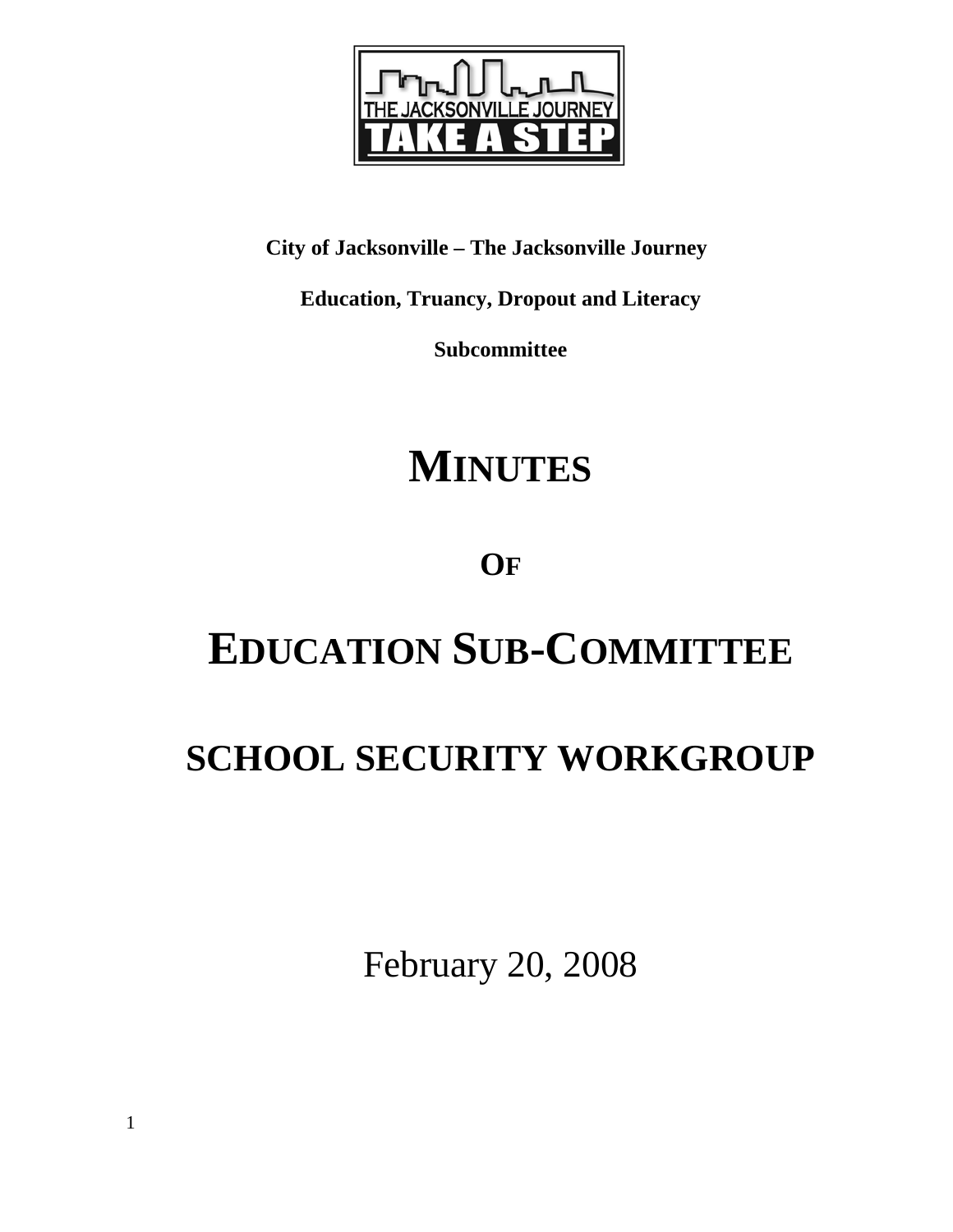**City of Jacksonville – The Jacksonville Journey**

**Education, Truancy, Dropout and Literacy**

**Subcommittee**

# MINUTES

## OF

# EDUCATION SUB-COMMITTEE

# SCHOOL SECURITY WORKGROUP

February 20, 2008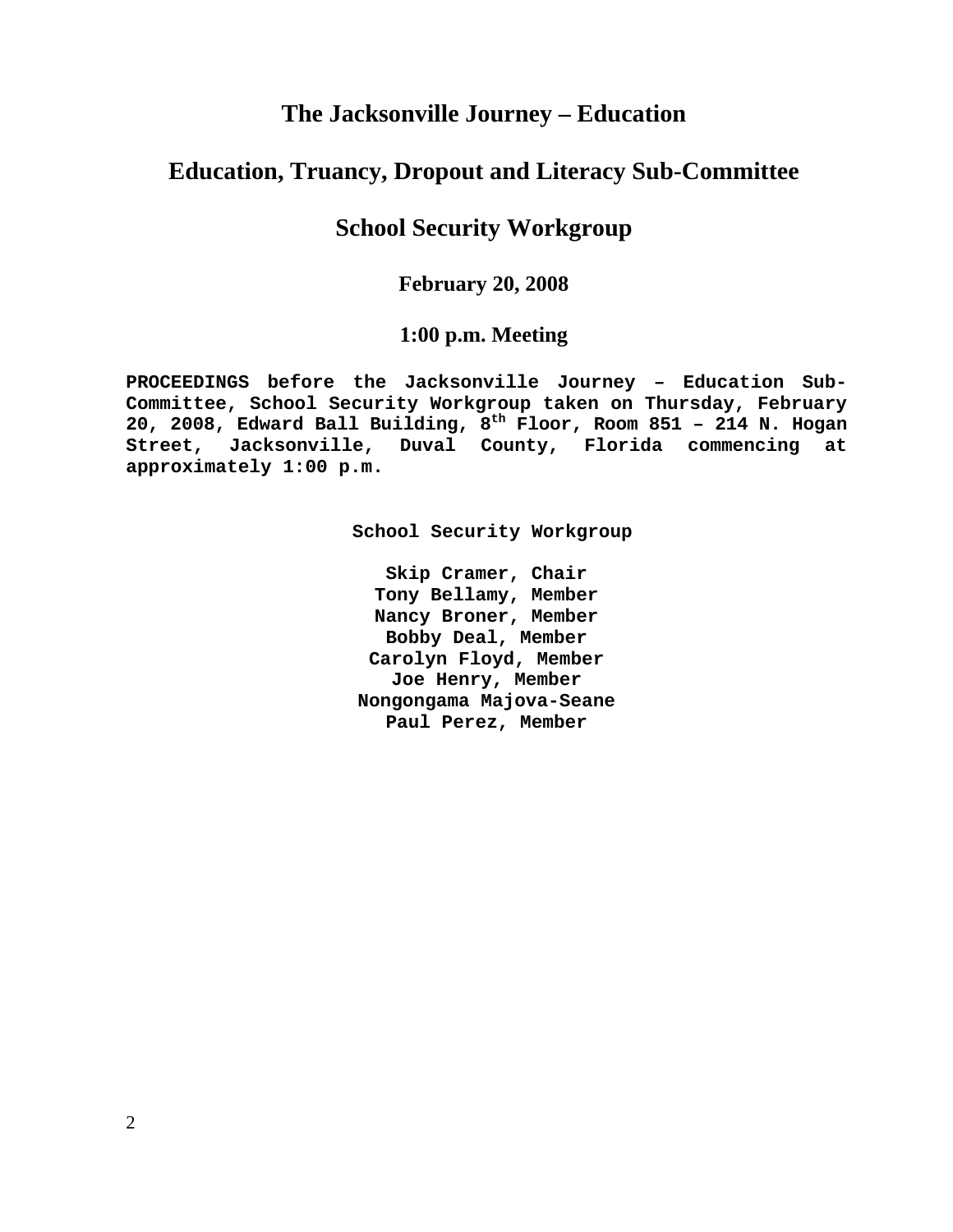# The Jacksonville Journey – Education

## Education, Truancy, Dropout and Literacy Sub-Committee

## School Security Workgroup

### February 20, 2008

### 1:00 p.m. Meeting

**PROCEEDINGS before the Jacksonville Journey – Education Sub-Committee, School Security Workgroup taken on Thursday, February 20, 2008, Edward Ball Building, 8th Floor, Room 851 – 214 N. Hogan Street, Jacksonville, Duval County, Florida commencing at approximately 1:00 p.m.**

**School Security Workgroup**

**Skip Cramer, Chair**
**Tony Bellamy, Member**
**Nancy Broner, Member**
**Bobby Deal, Member**
**Carolyn Floyd, Member**
**Joe Henry, Member**
**Nongongama Majova-Seane**
**Paul Perez, Member**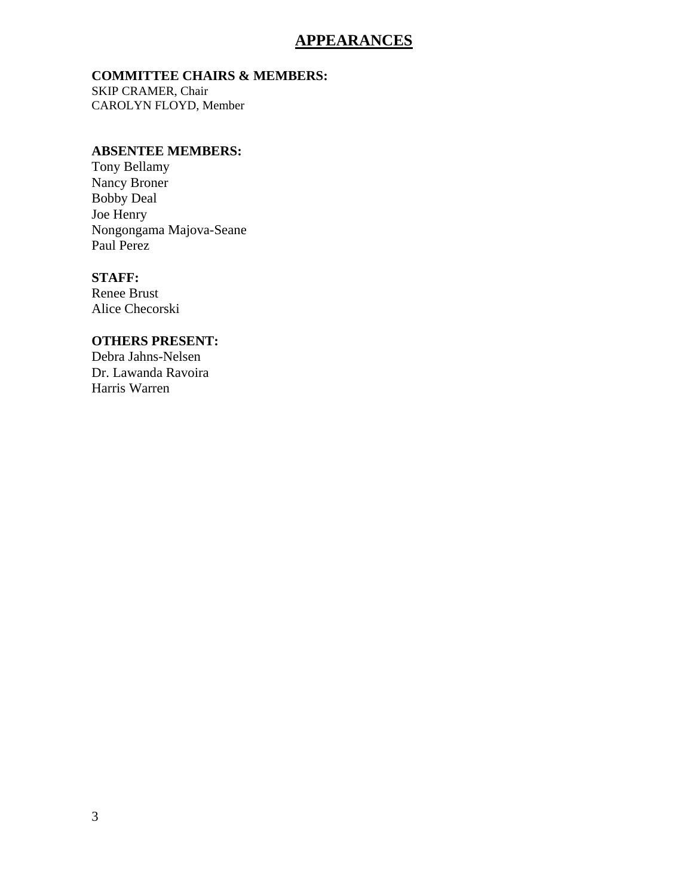# APPEARANCES

**COMMITTEE CHAIRS & MEMBERS:**

SKIP CRAMER, Chair
CAROLYN FLOYD, Member

**ABSENTEE MEMBERS:**

Tony Bellamy
Nancy Broner
Bobby Deal
Joe Henry
Nongongama Majova-Seane
Paul Perez

**STAFF:**

Renee Brust
Alice Checorski

**OTHERS PRESENT:**

Debra Jahns-Nelsen
Dr. Lawanda Ravoira
Harris Warren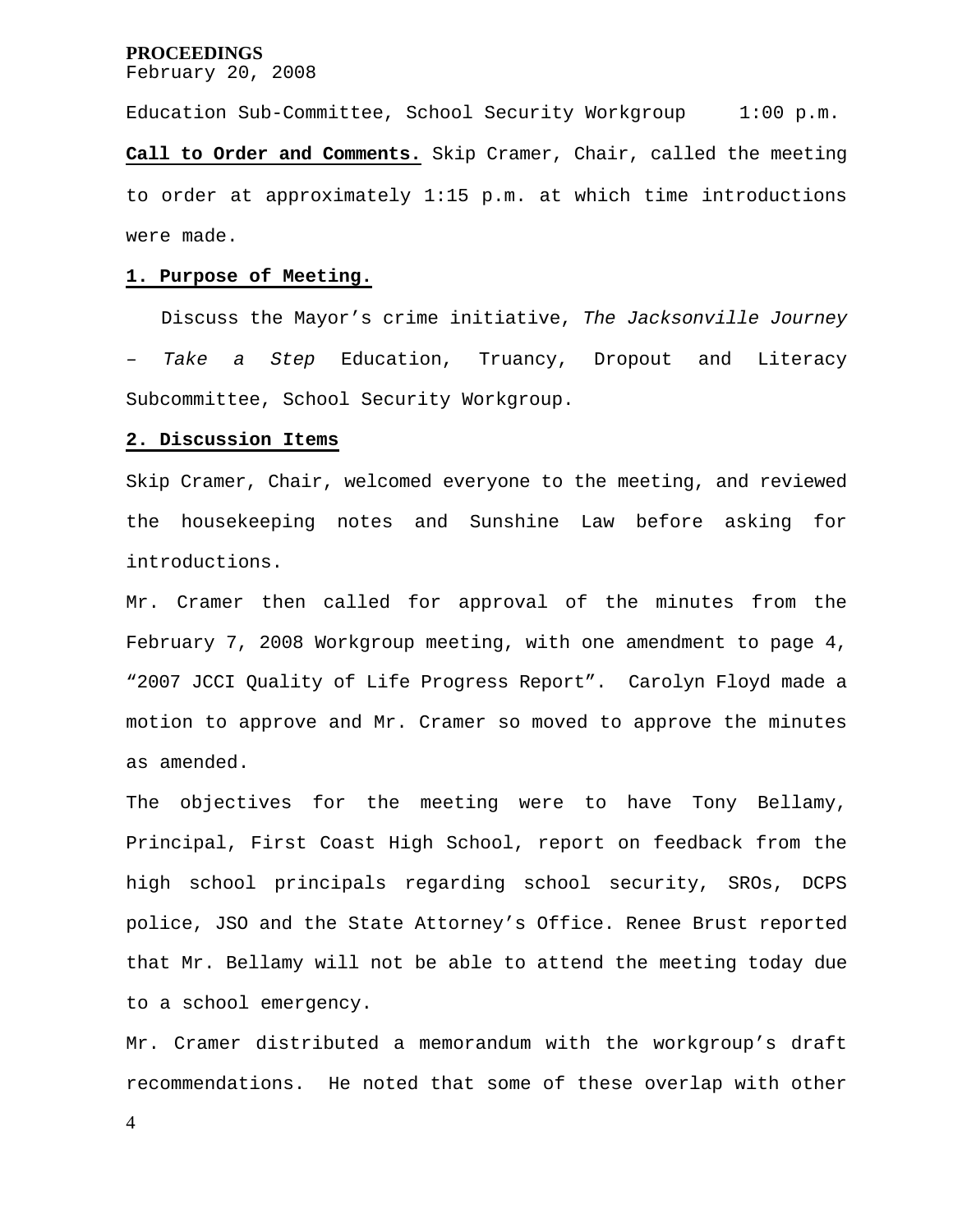**PROCEEDINGS**
February 20, 2008

Education Sub-Committee, School Security Workgroup     1:00 p.m.

**Call to Order and Comments.** Skip Cramer, Chair, called the meeting to order at approximately 1:15 p.m. at which time introductions were made.

## 1. Purpose of Meeting.

Discuss the Mayor's crime initiative, *The Jacksonville Journey – Take a Step* Education, Truancy, Dropout and Literacy Subcommittee, School Security Workgroup.

## 2. Discussion Items

Skip Cramer, Chair, welcomed everyone to the meeting, and reviewed the housekeeping notes and Sunshine Law before asking for introductions.

Mr. Cramer then called for approval of the minutes from the February 7, 2008 Workgroup meeting, with one amendment to page 4, "2007 JCCI Quality of Life Progress Report". Carolyn Floyd made a motion to approve and Mr. Cramer so moved to approve the minutes as amended.

The objectives for the meeting were to have Tony Bellamy, Principal, First Coast High School, report on feedback from the high school principals regarding school security, SROs, DCPS police, JSO and the State Attorney's Office. Renee Brust reported that Mr. Bellamy will not be able to attend the meeting today due to a school emergency.

Mr. Cramer distributed a memorandum with the workgroup's draft recommendations. He noted that some of these overlap with other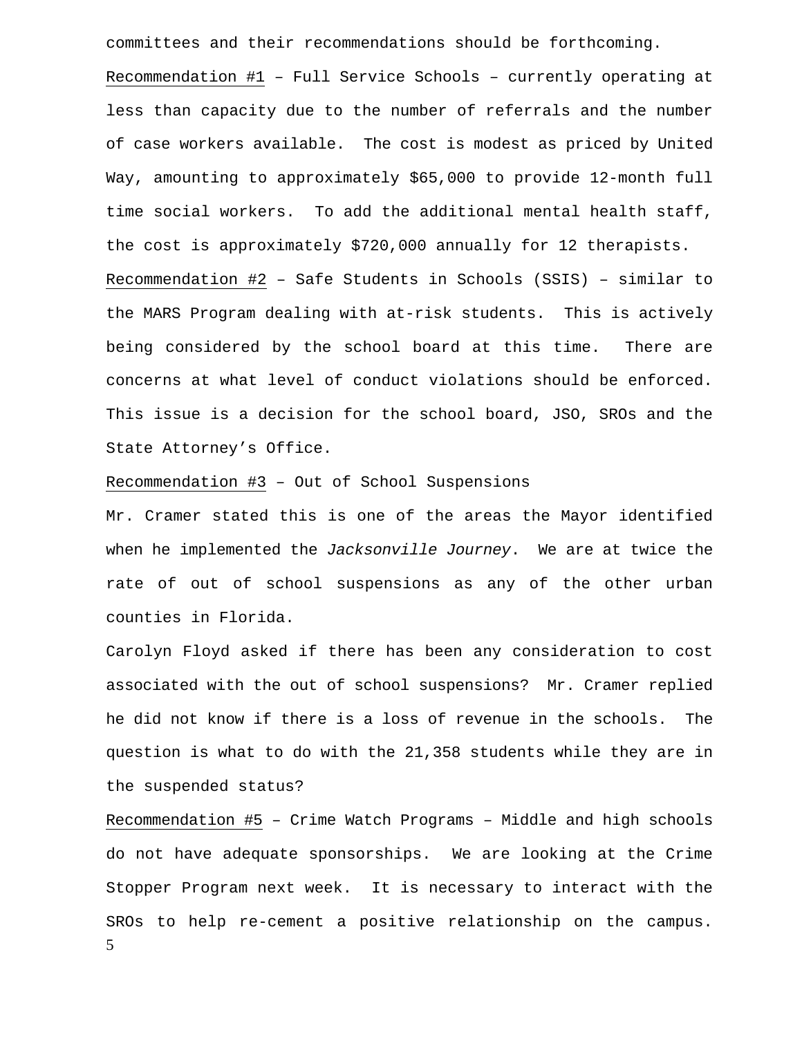committees and their recommendations should be forthcoming.

Recommendation #1 – Full Service Schools – currently operating at less than capacity due to the number of referrals and the number of case workers available. The cost is modest as priced by United Way, amounting to approximately $65,000 to provide 12-month full time social workers. To add the additional mental health staff, the cost is approximately $720,000 annually for 12 therapists.

Recommendation #2 – Safe Students in Schools (SSIS) – similar to the MARS Program dealing with at-risk students. This is actively being considered by the school board at this time. There are concerns at what level of conduct violations should be enforced. This issue is a decision for the school board, JSO, SROs and the State Attorney's Office.

Recommendation #3 – Out of School Suspensions

Mr. Cramer stated this is one of the areas the Mayor identified when he implemented the *Jacksonville Journey*. We are at twice the rate of out of school suspensions as any of the other urban counties in Florida.

Carolyn Floyd asked if there has been any consideration to cost associated with the out of school suspensions? Mr. Cramer replied he did not know if there is a loss of revenue in the schools. The question is what to do with the 21,358 students while they are in the suspended status?

Recommendation #5 – Crime Watch Programs – Middle and high schools do not have adequate sponsorships. We are looking at the Crime Stopper Program next week. It is necessary to interact with the SROs to help re-cement a positive relationship on the campus.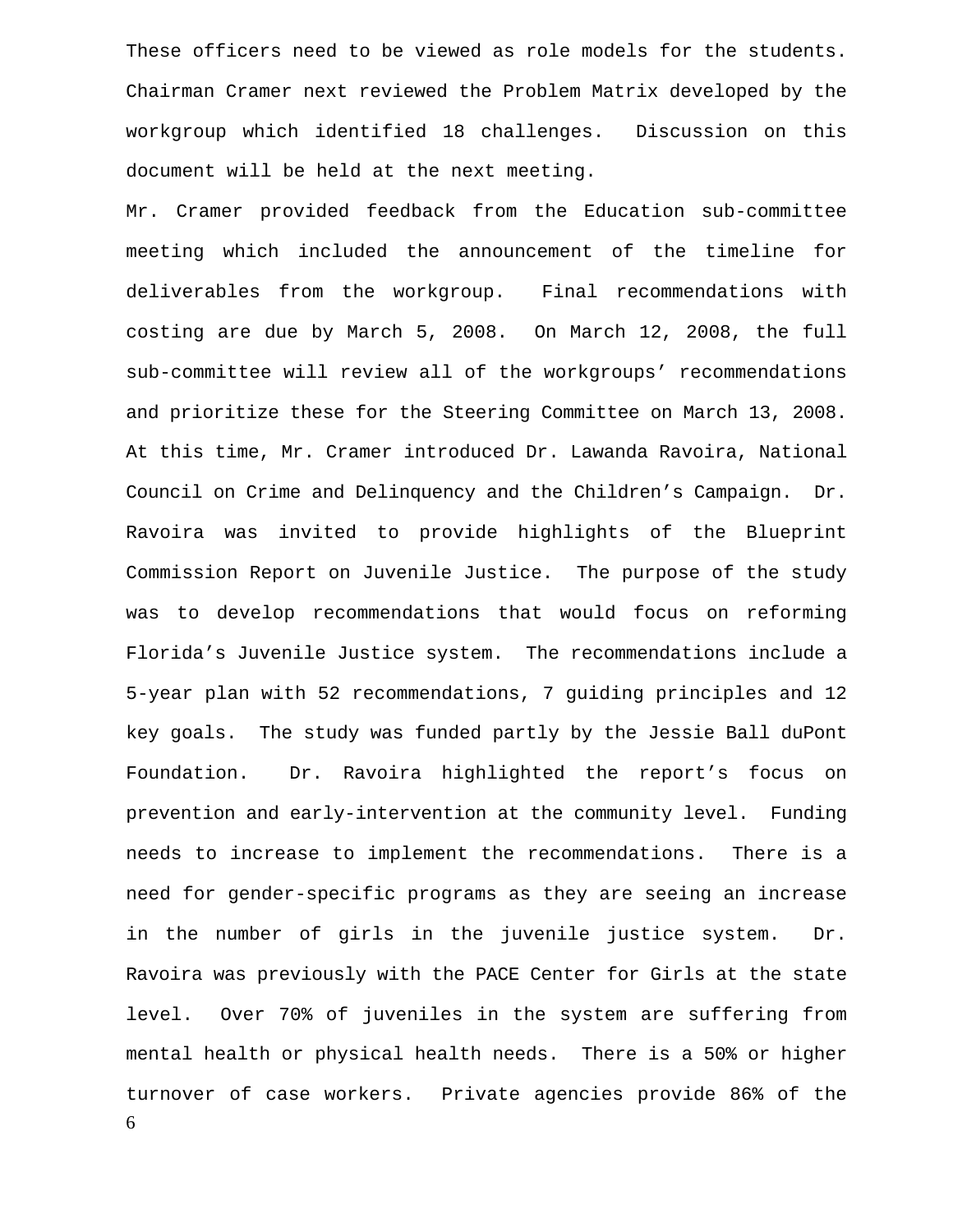These officers need to be viewed as role models for the students. Chairman Cramer next reviewed the Problem Matrix developed by the workgroup which identified 18 challenges. Discussion on this document will be held at the next meeting.

Mr. Cramer provided feedback from the Education sub-committee meeting which included the announcement of the timeline for deliverables from the workgroup. Final recommendations with costing are due by March 5, 2008. On March 12, 2008, the full sub-committee will review all of the workgroups' recommendations and prioritize these for the Steering Committee on March 13, 2008. At this time, Mr. Cramer introduced Dr. Lawanda Ravoira, National Council on Crime and Delinquency and the Children's Campaign. Dr. Ravoira was invited to provide highlights of the Blueprint Commission Report on Juvenile Justice. The purpose of the study was to develop recommendations that would focus on reforming Florida's Juvenile Justice system. The recommendations include a 5-year plan with 52 recommendations, 7 guiding principles and 12 key goals. The study was funded partly by the Jessie Ball duPont Foundation. Dr. Ravoira highlighted the report's focus on prevention and early-intervention at the community level. Funding needs to increase to implement the recommendations. There is a need for gender-specific programs as they are seeing an increase in the number of girls in the juvenile justice system. Dr. Ravoira was previously with the PACE Center for Girls at the state level. Over 70% of juveniles in the system are suffering from mental health or physical health needs. There is a 50% or higher turnover of case workers. Private agencies provide 86% of the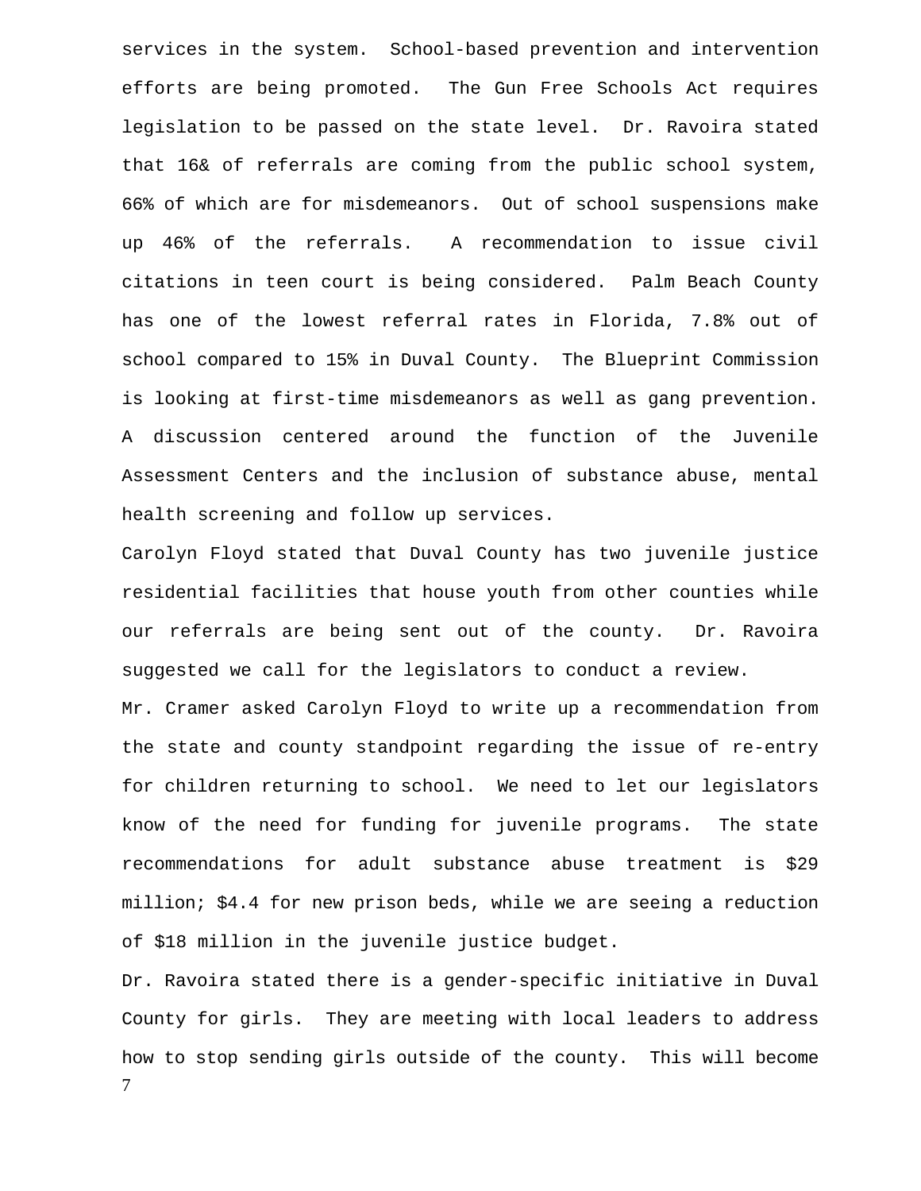services in the system. School-based prevention and intervention efforts are being promoted. The Gun Free Schools Act requires legislation to be passed on the state level. Dr. Ravoira stated that 16& of referrals are coming from the public school system, 66% of which are for misdemeanors. Out of school suspensions make up 46% of the referrals. A recommendation to issue civil citations in teen court is being considered. Palm Beach County has one of the lowest referral rates in Florida, 7.8% out of school compared to 15% in Duval County. The Blueprint Commission is looking at first-time misdemeanors as well as gang prevention. A discussion centered around the function of the Juvenile Assessment Centers and the inclusion of substance abuse, mental health screening and follow up services.

Carolyn Floyd stated that Duval County has two juvenile justice residential facilities that house youth from other counties while our referrals are being sent out of the county. Dr. Ravoira suggested we call for the legislators to conduct a review.

Mr. Cramer asked Carolyn Floyd to write up a recommendation from the state and county standpoint regarding the issue of re-entry for children returning to school. We need to let our legislators know of the need for funding for juvenile programs. The state recommendations for adult substance abuse treatment is $29 million; $4.4 for new prison beds, while we are seeing a reduction of $18 million in the juvenile justice budget.

Dr. Ravoira stated there is a gender-specific initiative in Duval County for girls. They are meeting with local leaders to address how to stop sending girls outside of the county. This will become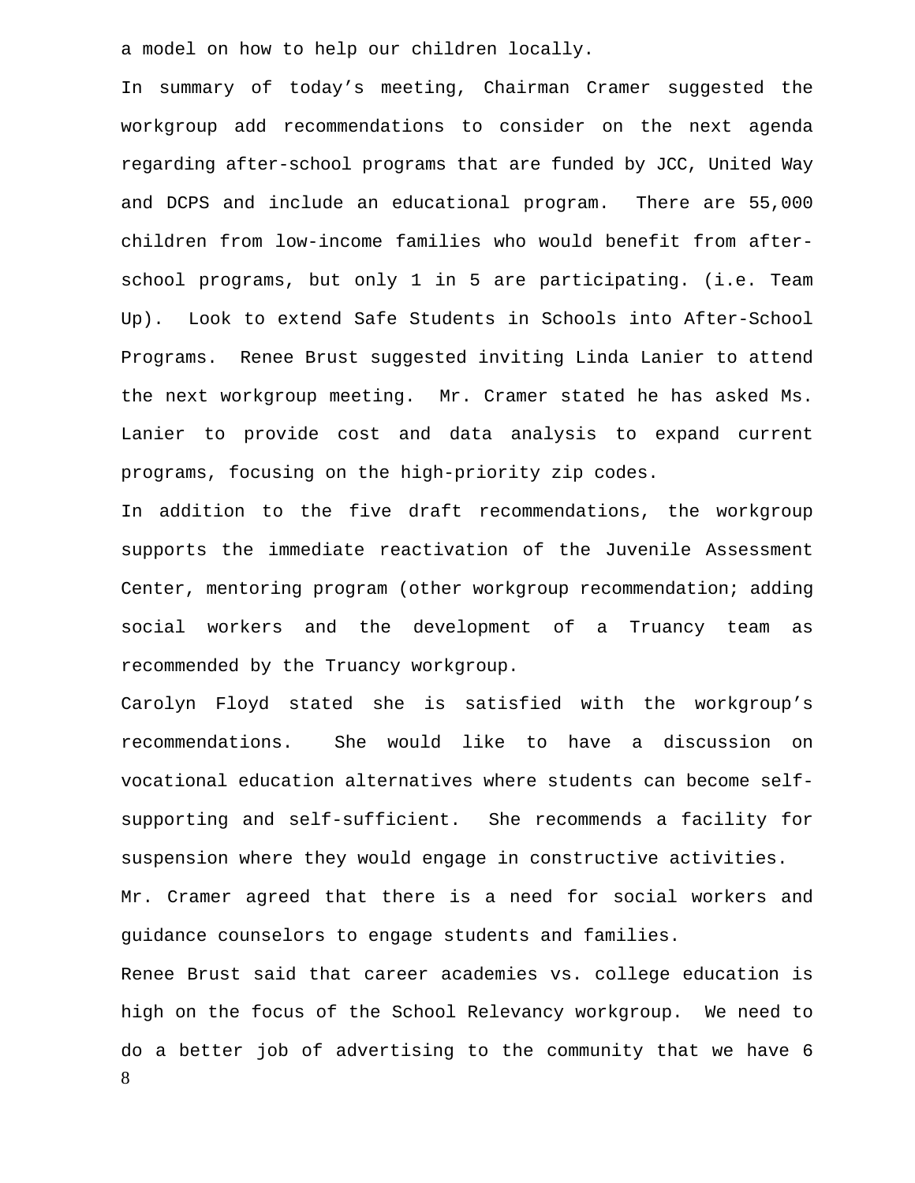a model on how to help our children locally.

In summary of today's meeting, Chairman Cramer suggested the workgroup add recommendations to consider on the next agenda regarding after-school programs that are funded by JCC, United Way and DCPS and include an educational program. There are 55,000 children from low-income families who would benefit from after-school programs, but only 1 in 5 are participating. (i.e. Team Up). Look to extend Safe Students in Schools into After-School Programs. Renee Brust suggested inviting Linda Lanier to attend the next workgroup meeting. Mr. Cramer stated he has asked Ms. Lanier to provide cost and data analysis to expand current programs, focusing on the high-priority zip codes.

In addition to the five draft recommendations, the workgroup supports the immediate reactivation of the Juvenile Assessment Center, mentoring program (other workgroup recommendation; adding social workers and the development of a Truancy team as recommended by the Truancy workgroup.

Carolyn Floyd stated she is satisfied with the workgroup's recommendations. She would like to have a discussion on vocational education alternatives where students can become self-supporting and self-sufficient. She recommends a facility for suspension where they would engage in constructive activities.

Mr. Cramer agreed that there is a need for social workers and guidance counselors to engage students and families.

Renee Brust said that career academies vs. college education is high on the focus of the School Relevancy workgroup. We need to do a better job of advertising to the community that we have 6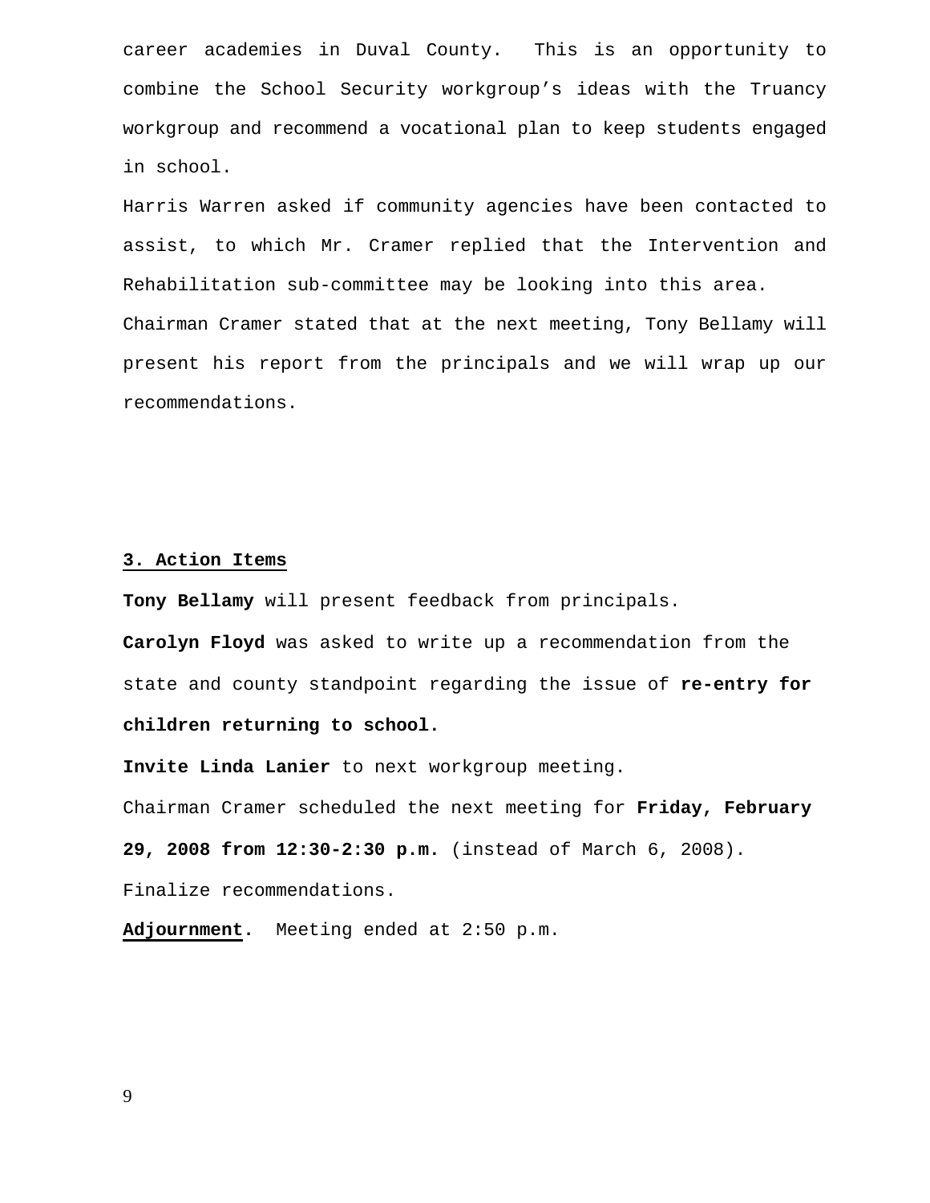career academies in Duval County. This is an opportunity to combine the School Security workgroup's ideas with the Truancy workgroup and recommend a vocational plan to keep students engaged in school.

Harris Warren asked if community agencies have been contacted to assist, to which Mr. Cramer replied that the Intervention and Rehabilitation sub-committee may be looking into this area.

Chairman Cramer stated that at the next meeting, Tony Bellamy will present his report from the principals and we will wrap up our recommendations.

## 3. Action Items

**Tony Bellamy** will present feedback from principals.

**Carolyn Floyd** was asked to write up a recommendation from the state and county standpoint regarding the issue of **re-entry for children returning to school.**

**Invite Linda Lanier** to next workgroup meeting.

Chairman Cramer scheduled the next meeting for **Friday, February 29, 2008 from 12:30-2:30 p.m.** (instead of March 6, 2008).

Finalize recommendations.

**Adjournment.** Meeting ended at 2:50 p.m.